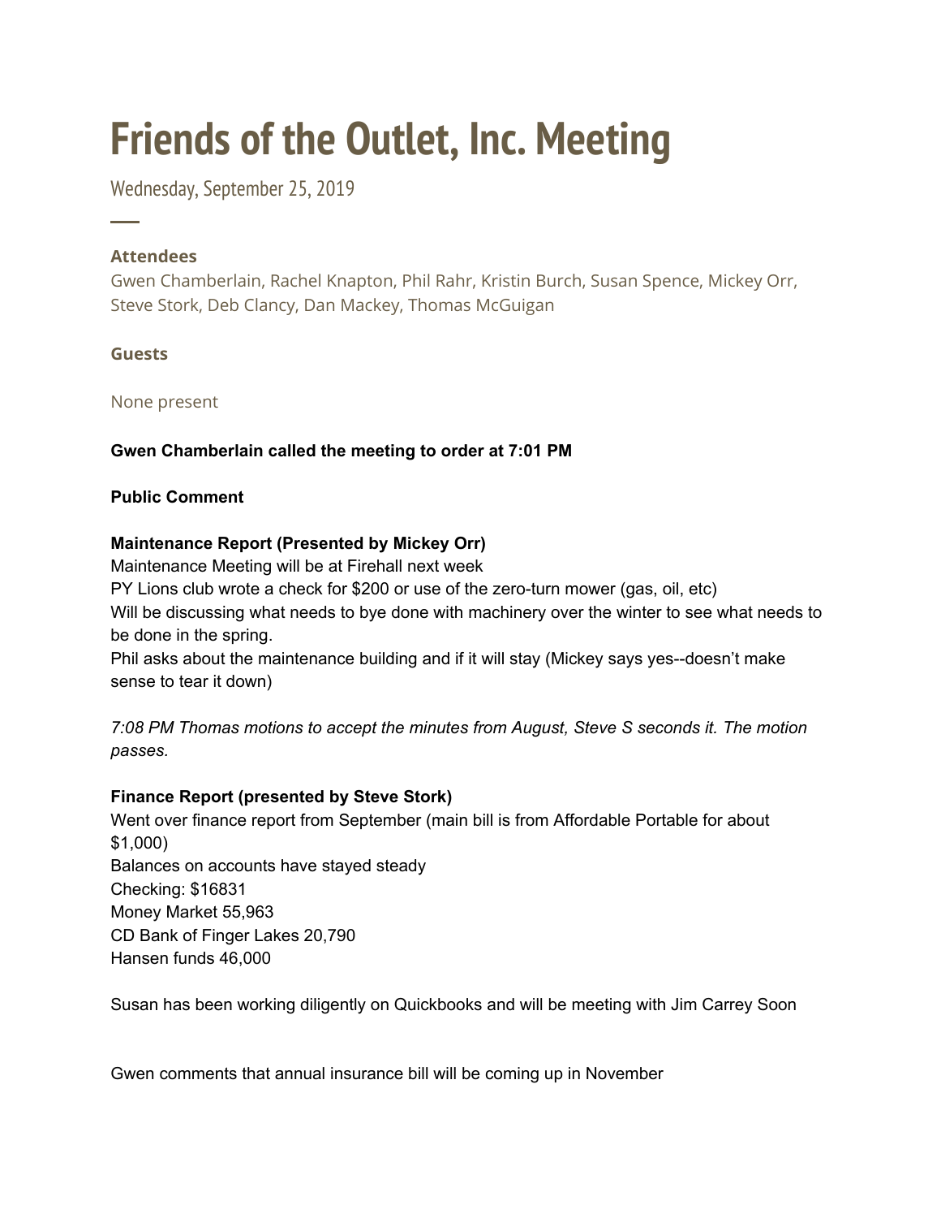# Friends of the Outlet, Inc. Meeting

Wednesday, September 25, 2019

### Attendees

Gwen Chamberlain, Rachel Knapton, Phil Rahr, Kristin Burch, Susan Spence, Mickey Orr, Steve Stork, Deb Clancy, Dan Mackey, Thomas McGuigan

### Guests

None present

**Gwen Chamberlain called the meeting to order at 7:01 PM**

**Public Comment**

**Maintenance Report (Presented by Mickey Orr)**

Maintenance Meeting will be at Firehall next week

PY Lions club wrote a check for $200 or use of the zero-turn mower (gas, oil, etc)

Will be discussing what needs to bye done with machinery over the winter to see what needs to be done in the spring.

Phil asks about the maintenance building and if it will stay (Mickey says yes--doesn't make sense to tear it down)

*7:08 PM Thomas motions to accept the minutes from August, Steve S seconds it. The motion passes.*

**Finance Report (presented by Steve Stork)**

Went over finance report from September (main bill is from Affordable Portable for about $1,000)

Balances on accounts have stayed steady

Checking: $16831

Money Market 55,963

CD Bank of Finger Lakes 20,790

Hansen funds 46,000

Susan has been working diligently on Quickbooks and will be meeting with Jim Carrey Soon

Gwen comments that annual insurance bill will be coming up in November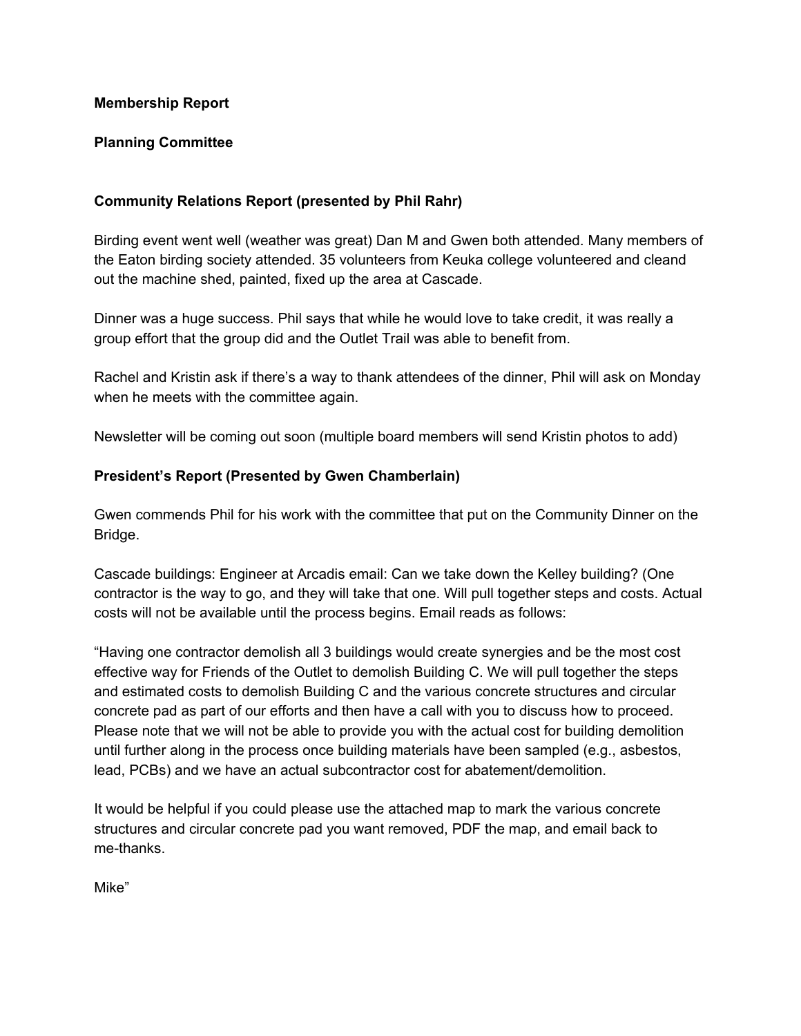**Membership Report**

**Planning Committee**

**Community Relations Report (presented by Phil Rahr)**

Birding event went well (weather was great) Dan M and Gwen both attended. Many members of the Eaton birding society attended. 35 volunteers from Keuka college volunteered and cleand out the machine shed, painted, fixed up the area at Cascade.

Dinner was a huge success. Phil says that while he would love to take credit, it was really a group effort that the group did and the Outlet Trail was able to benefit from.

Rachel and Kristin ask if there's a way to thank attendees of the dinner, Phil will ask on Monday when he meets with the committee again.

Newsletter will be coming out soon (multiple board members will send Kristin photos to add)

**President's Report (Presented by Gwen Chamberlain)**

Gwen commends Phil for his work with the committee that put on the Community Dinner on the Bridge.

Cascade buildings: Engineer at Arcadis email: Can we take down the Kelley building? (One contractor is the way to go, and they will take that one. Will pull together steps and costs. Actual costs will not be available until the process begins. Email reads as follows:

"Having one contractor demolish all 3 buildings would create synergies and be the most cost effective way for Friends of the Outlet to demolish Building C. We will pull together the steps and estimated costs to demolish Building C and the various concrete structures and circular concrete pad as part of our efforts and then have a call with you to discuss how to proceed. Please note that we will not be able to provide you with the actual cost for building demolition until further along in the process once building materials have been sampled (e.g., asbestos, lead, PCBs) and we have an actual subcontractor cost for abatement/demolition.

It would be helpful if you could please use the attached map to mark the various concrete structures and circular concrete pad you want removed, PDF the map, and email back to me-thanks.

Mike"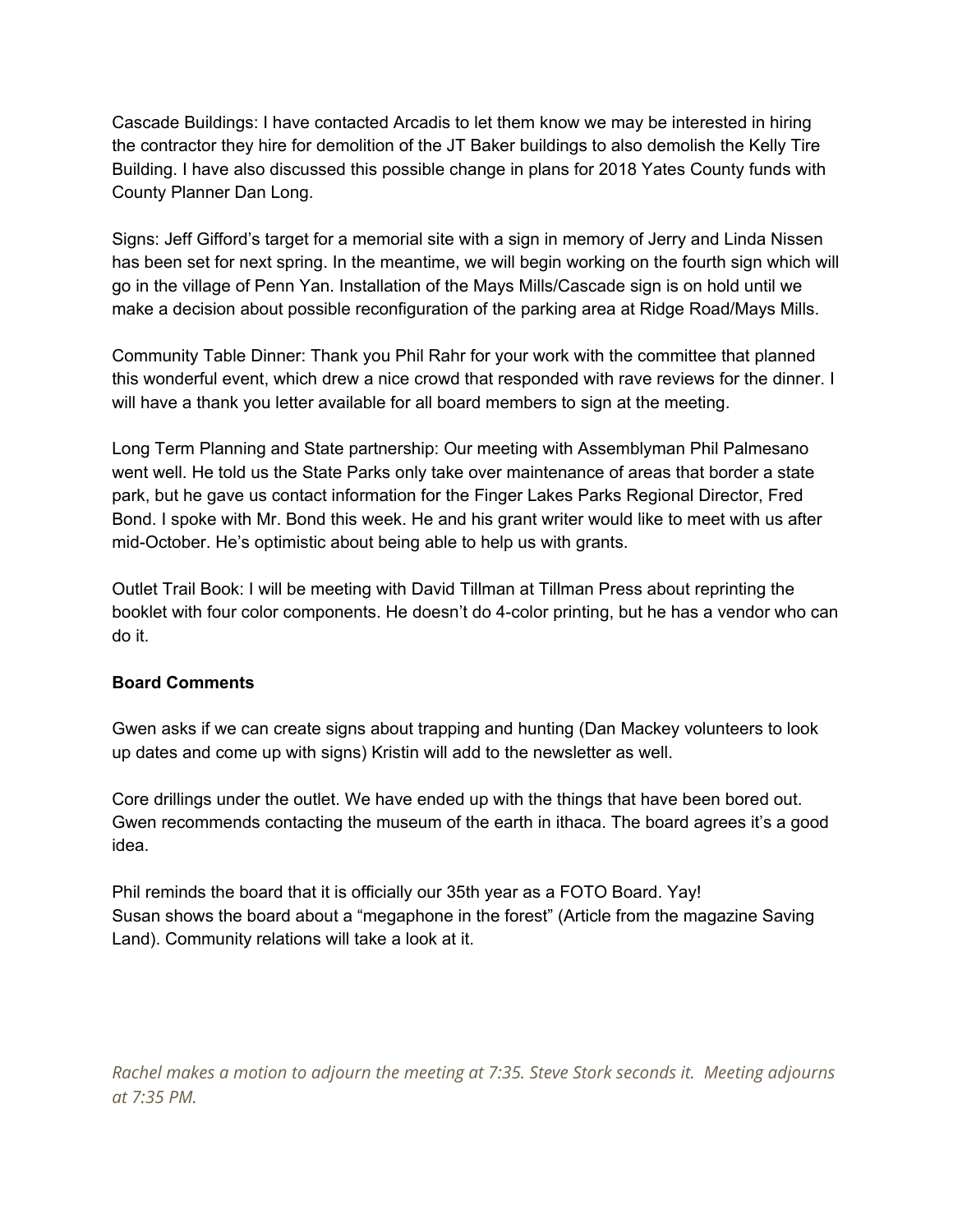Cascade Buildings: I have contacted Arcadis to let them know we may be interested in hiring the contractor they hire for demolition of the JT Baker buildings to also demolish the Kelly Tire Building. I have also discussed this possible change in plans for 2018 Yates County funds with County Planner Dan Long.

Signs: Jeff Gifford's target for a memorial site with a sign in memory of Jerry and Linda Nissen has been set for next spring. In the meantime, we will begin working on the fourth sign which will go in the village of Penn Yan. Installation of the Mays Mills/Cascade sign is on hold until we make a decision about possible reconfiguration of the parking area at Ridge Road/Mays Mills.

Community Table Dinner: Thank you Phil Rahr for your work with the committee that planned this wonderful event, which drew a nice crowd that responded with rave reviews for the dinner. I will have a thank you letter available for all board members to sign at the meeting.

Long Term Planning and State partnership: Our meeting with Assemblyman Phil Palmesano went well. He told us the State Parks only take over maintenance of areas that border a state park, but he gave us contact information for the Finger Lakes Parks Regional Director, Fred Bond. I spoke with Mr. Bond this week. He and his grant writer would like to meet with us after mid-October. He's optimistic about being able to help us with grants.

Outlet Trail Book: I will be meeting with David Tillman at Tillman Press about reprinting the booklet with four color components. He doesn't do 4-color printing, but he has a vendor who can do it.

**Board Comments**

Gwen asks if we can create signs about trapping and hunting (Dan Mackey volunteers to look up dates and come up with signs) Kristin will add to the newsletter as well.

Core drillings under the outlet. We have ended up with the things that have been bored out. Gwen recommends contacting the museum of the earth in ithaca. The board agrees it's a good idea.

Phil reminds the board that it is officially our 35th year as a FOTO Board. Yay!
Susan shows the board about a "megaphone in the forest" (Article from the magazine Saving Land). Community relations will take a look at it.

*Rachel makes a motion to adjourn the meeting at 7:35. Steve Stork seconds it. Meeting adjourns at 7:35 PM.*